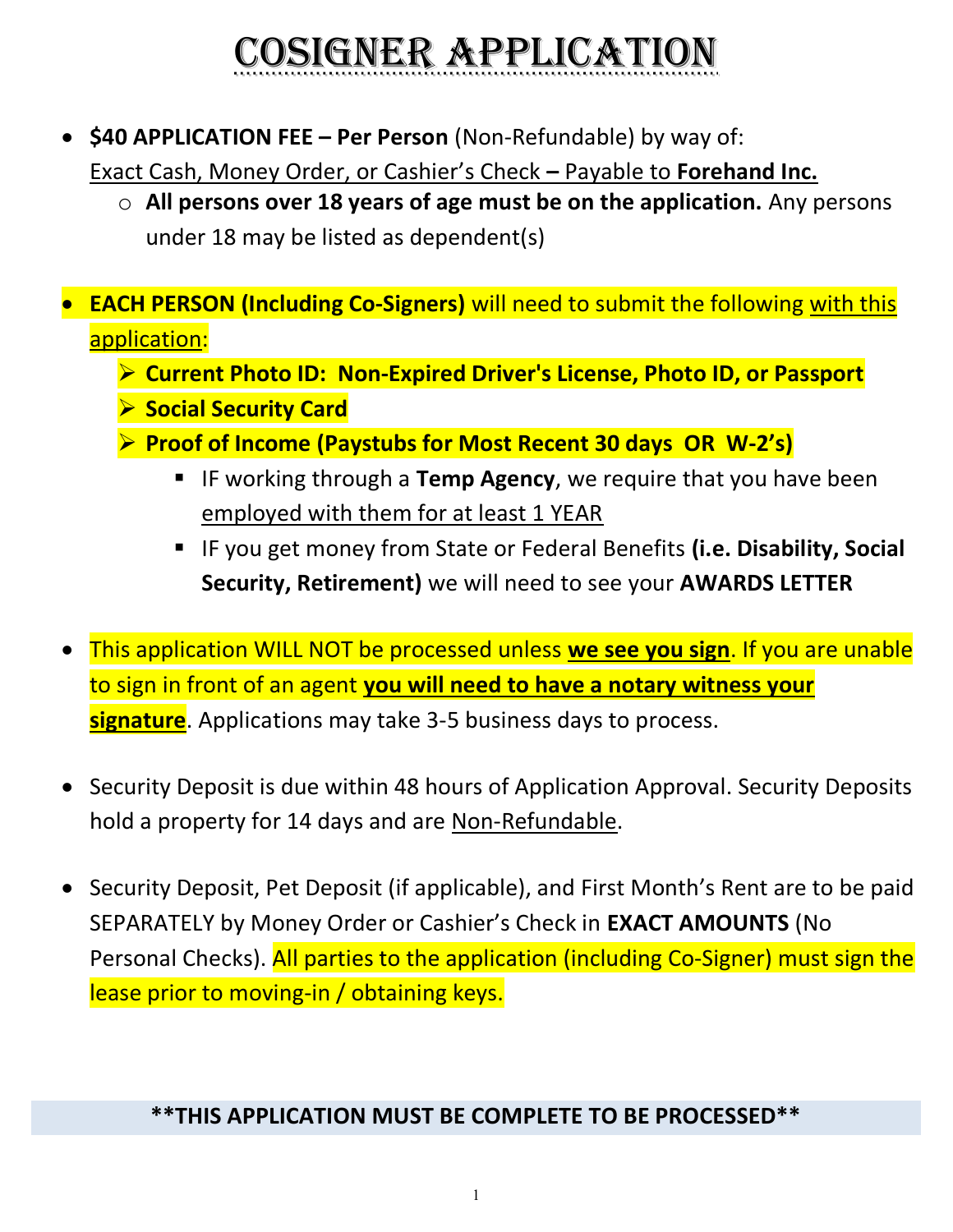# COSIGNER APPLICATION

- **$40 APPLICATION FEE – Per Person** (Non-Refundable) by way of:
  Exact Cash, Money Order, or Cashier's Check **–** Payable to **Forehand Inc.**
  - **All persons over 18 years of age must be on the application.** Any persons under 18 may be listed as dependent(s)

- **EACH PERSON (Including Co-Signers)** will need to submit the following with this application:
  - **Current Photo ID: Non-Expired Driver's License, Photo ID, or Passport**
  - **Social Security Card**
  - **Proof of Income (Paystubs for Most Recent 30 days OR W-2's)**
    - IF working through a **Temp Agency**, we require that you have been employed with them for at least 1 YEAR
    - IF you get money from State or Federal Benefits **(i.e. Disability, Social Security, Retirement)** we will need to see your **AWARDS LETTER**

- This application WILL NOT be processed unless **we see you sign**. If you are unable to sign in front of an agent **you will need to have a notary witness your signature**. Applications may take 3-5 business days to process.

- Security Deposit is due within 48 hours of Application Approval. Security Deposits hold a property for 14 days and are Non-Refundable.

- Security Deposit, Pet Deposit (if applicable), and First Month's Rent are to be paid SEPARATELY by Money Order or Cashier's Check in **EXACT AMOUNTS** (No Personal Checks). All parties to the application (including Co-Signer) must sign the lease prior to moving-in / obtaining keys.

**\*\*THIS APPLICATION MUST BE COMPLETE TO BE PROCESSED\*\***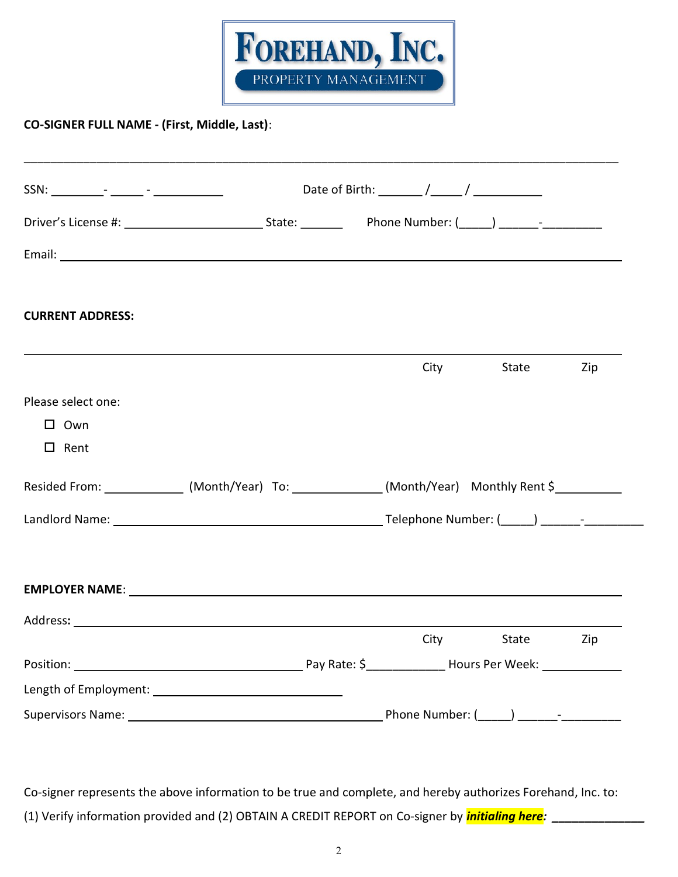**FOREHAND, INC.**
PROPERTY MANAGEMENT

**CO-SIGNER FULL NAME - (First, Middle, Last)**:

_______________________________________________________________________________________

SSN: ________- _____ - ___________ Date of Birth: _______ /_____ / ___________

Driver's License #: ______________________ State: _______ Phone Number: (_____) ______-_________

Email: ______________________________________________________________________________

**CURRENT ADDRESS:**

_______________________________________________________________________________________

City State Zip

Please select one:

- ☐ Own
- ☐ Rent

Resided From: ____________ (Month/Year) To: ______________ (Month/Year) Monthly Rent $__________

Landlord Name: _________________________________________ Telephone Number: (_____) ______-_________

**EMPLOYER NAME**: ____________________________________________________________________

Address**:** _________________________________________________________________________

City State Zip

Position: ___________________________________ Pay Rate: $____________ Hours Per Week: ____________

Length of Employment: _____________________________

Supervisors Name: ______________________________________ Phone Number: (_____) ______-_________

Co-signer represents the above information to be true and complete, and hereby authorizes Forehand, Inc. to: (1) Verify information provided and (2) OBTAIN A CREDIT REPORT on Co-signer by ***initialing here:*** ______________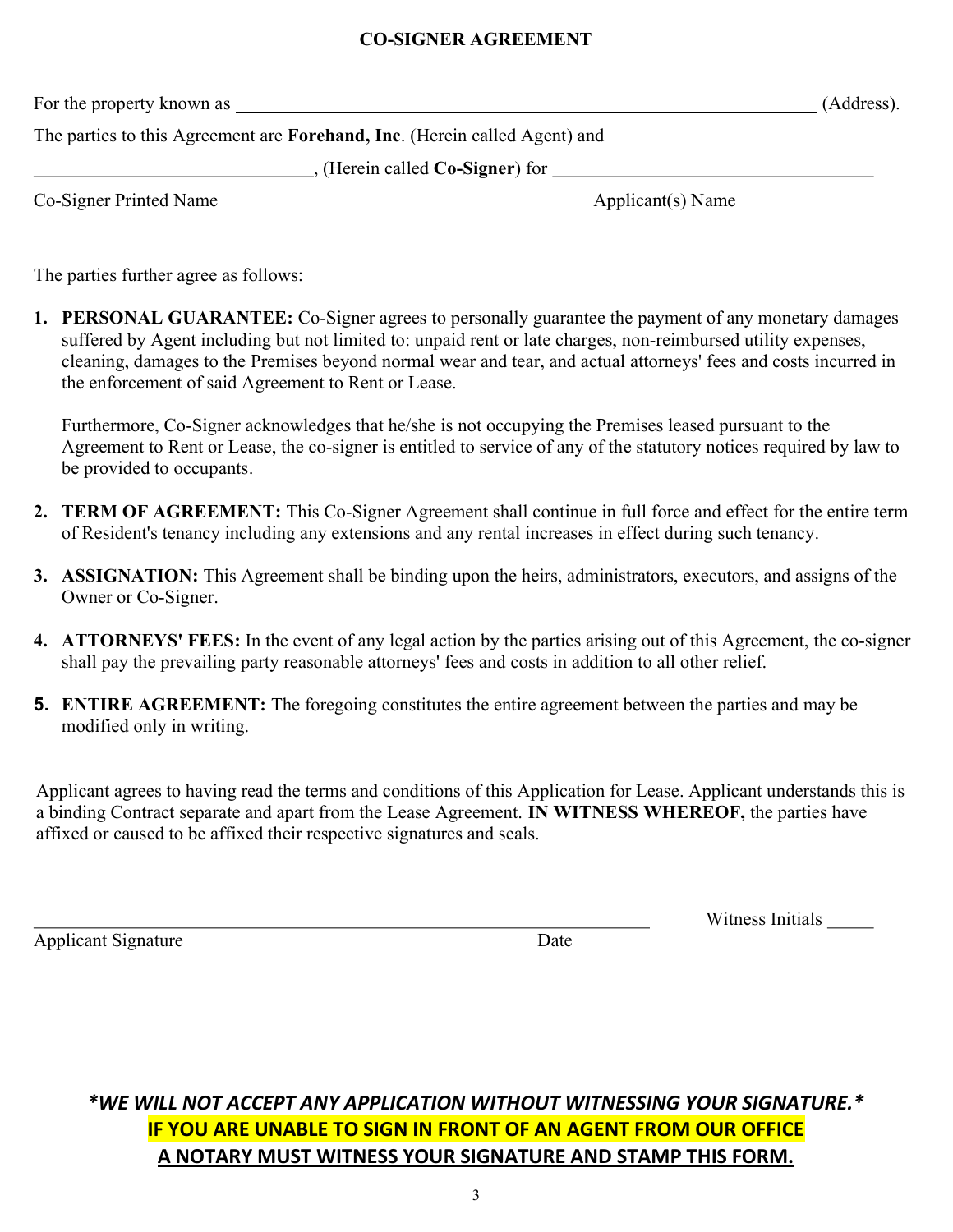# CO-SIGNER AGREEMENT

For the property known as _________________________________________________________________ (Address).

The parties to this Agreement are **Forehand, Inc**. (Herein called Agent) and

______________________________, (Herein called **Co-Signer**) for __________________________________

Co-Signer Printed Name                                                                                    Applicant(s) Name

The parties further agree as follows:

1. **PERSONAL GUARANTEE:** Co-Signer agrees to personally guarantee the payment of any monetary damages suffered by Agent including but not limited to: unpaid rent or late charges, non-reimbursed utility expenses, cleaning, damages to the Premises beyond normal wear and tear, and actual attorneys' fees and costs incurred in the enforcement of said Agreement to Rent or Lease.

   Furthermore, Co-Signer acknowledges that he/she is not occupying the Premises leased pursuant to the Agreement to Rent or Lease, the co-signer is entitled to service of any of the statutory notices required by law to be provided to occupants.

2. **TERM OF AGREEMENT:** This Co-Signer Agreement shall continue in full force and effect for the entire term of Resident's tenancy including any extensions and any rental increases in effect during such tenancy.

3. **ASSIGNATION:** This Agreement shall be binding upon the heirs, administrators, executors, and assigns of the Owner or Co-Signer.

4. **ATTORNEYS' FEES:** In the event of any legal action by the parties arising out of this Agreement, the co-signer shall pay the prevailing party reasonable attorneys' fees and costs in addition to all other relief.

5. **ENTIRE AGREEMENT:** The foregoing constitutes the entire agreement between the parties and may be modified only in writing.

Applicant agrees to having read the terms and conditions of this Application for Lease. Applicant understands this is a binding Contract separate and apart from the Lease Agreement. **IN WITNESS WHEREOF,** the parties have affixed or caused to be affixed their respective signatures and seals.

_________________________________________________________________ Witness Initials _____

Applicant Signature                                                                                    Date

***\*WE WILL NOT ACCEPT ANY APPLICATION WITHOUT WITNESSING YOUR SIGNATURE.\****

**IF YOU ARE UNABLE TO SIGN IN FRONT OF AN AGENT FROM OUR OFFICE**

**A NOTARY MUST WITNESS YOUR SIGNATURE AND STAMP THIS FORM.**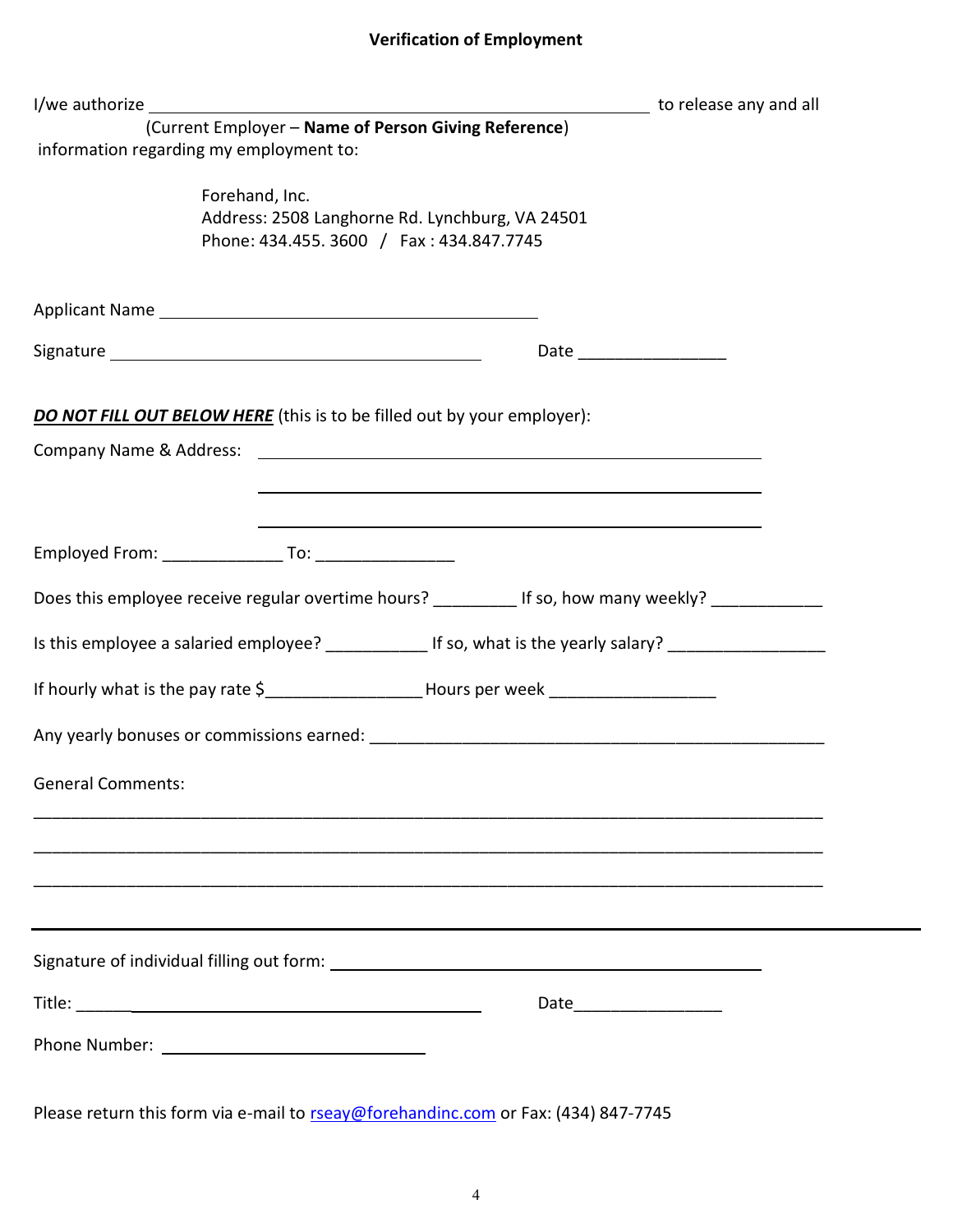## Verification of Employment

I/we authorize ____________________________________________ to release any and all
(Current Employer – **Name of Person Giving Reference**)
information regarding my employment to:

Forehand, Inc.
Address: 2508 Langhorne Rd. Lynchburg, VA 24501
Phone: 434.455. 3600 / Fax : 434.847.7745

Applicant Name ________________________________________

Signature ________________________________________ Date ________________

***DO NOT FILL OUT BELOW HERE*** (this is to be filled out by your employer):

Company Name & Address: ________________________________________

________________________________________

________________________________________

Employed From: _____________ To: _______________

Does this employee receive regular overtime hours? _________ If so, how many weekly? ____________

Is this employee a salaried employee? ___________ If so, what is the yearly salary? _________________

If hourly what is the pay rate $_________________ Hours per week __________________

Any yearly bonuses or commissions earned: _________________________________________________

General Comments:

_____________________________________________________________________________________

_____________________________________________________________________________________

_____________________________________________________________________________________

---

Signature of individual filling out form: ________________________________________

Title: ________________________________________ Date________________

Phone Number: ____________________________

Please return this form via e-mail to rseay@forehandinc.com or Fax: (434) 847-7745